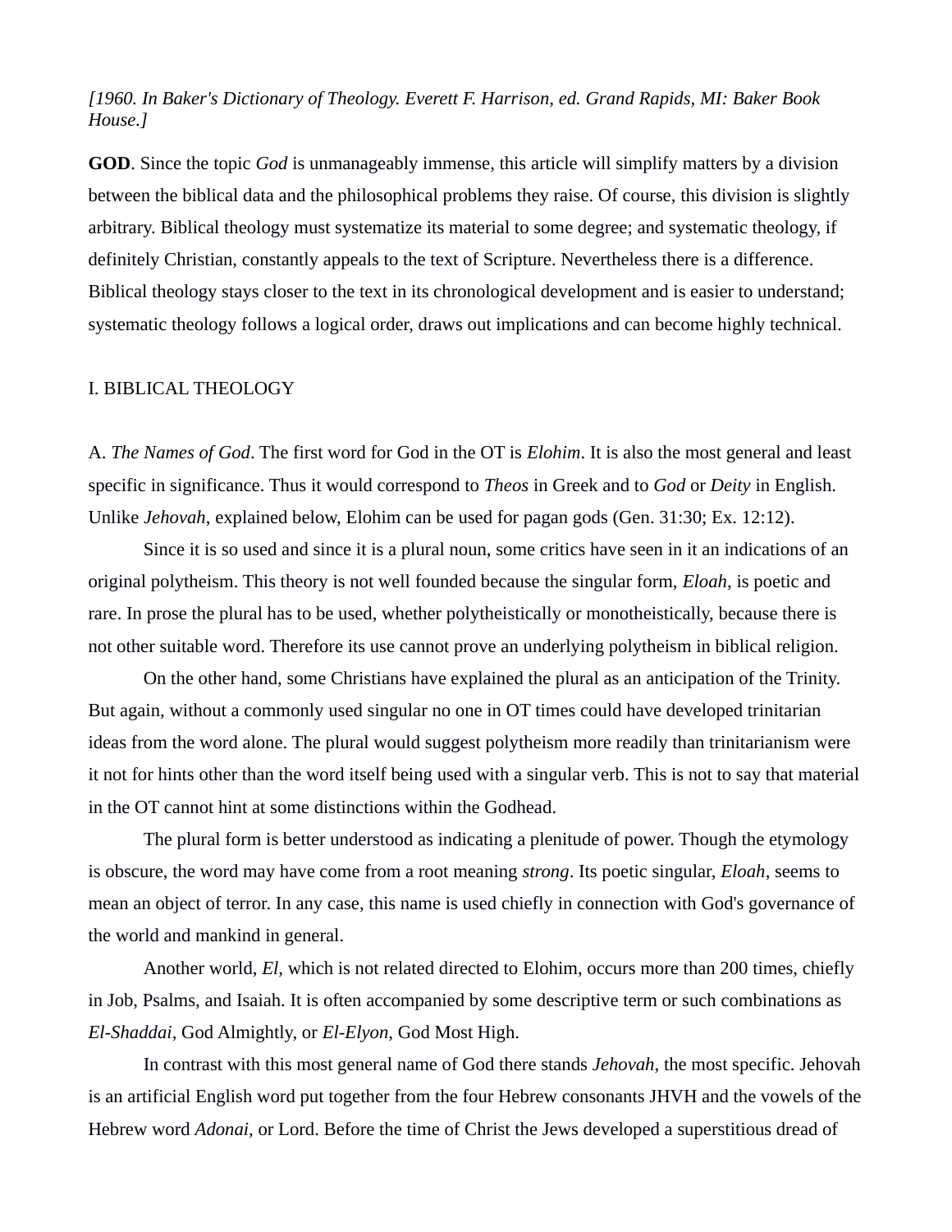*[1960. In Baker's Dictionary of Theology. Everett F. Harrison, ed. Grand Rapids, MI: Baker Book House.]*

**GOD**. Since the topic *God* is unmanageably immense, this article will simplify matters by a division between the biblical data and the philosophical problems they raise. Of course, this division is slightly arbitrary. Biblical theology must systematize its material to some degree; and systematic theology, if definitely Christian, constantly appeals to the text of Scripture. Nevertheless there is a difference. Biblical theology stays closer to the text in its chronological development and is easier to understand; systematic theology follows a logical order, draws out implications and can become highly technical.

## I. BIBLICAL THEOLOGY

A. *The Names of God*. The first word for God in the OT is *Elohim*. It is also the most general and least specific in significance. Thus it would correspond to *Theos* in Greek and to *God* or *Deity* in English. Unlike *Jehovah*, explained below, Elohim can be used for pagan gods (Gen. 31:30; Ex. 12:12).

Since it is so used and since it is a plural noun, some critics have seen in it an indications of an original polytheism. This theory is not well founded because the singular form, *Eloah*, is poetic and rare. In prose the plural has to be used, whether polytheistically or monotheistically, because there is not other suitable word. Therefore its use cannot prove an underlying polytheism in biblical religion.

On the other hand, some Christians have explained the plural as an anticipation of the Trinity. But again, without a commonly used singular no one in OT times could have developed trinitarian ideas from the word alone. The plural would suggest polytheism more readily than trinitarianism were it not for hints other than the word itself being used with a singular verb. This is not to say that material in the OT cannot hint at some distinctions within the Godhead.

The plural form is better understood as indicating a plenitude of power. Though the etymology is obscure, the word may have come from a root meaning *strong*. Its poetic singular, *Eloah*, seems to mean an object of terror. In any case, this name is used chiefly in connection with God's governance of the world and mankind in general.

Another world, *El*, which is not related directed to Elohim, occurs more than 200 times, chiefly in Job, Psalms, and Isaiah. It is often accompanied by some descriptive term or such combinations as *El-Shaddai*, God Almightly, or *El-Elyon*, God Most High.

In contrast with this most general name of God there stands *Jehovah*, the most specific. Jehovah is an artificial English word put together from the four Hebrew consonants JHVH and the vowels of the Hebrew word *Adonai*, or Lord. Before the time of Christ the Jews developed a superstitious dread of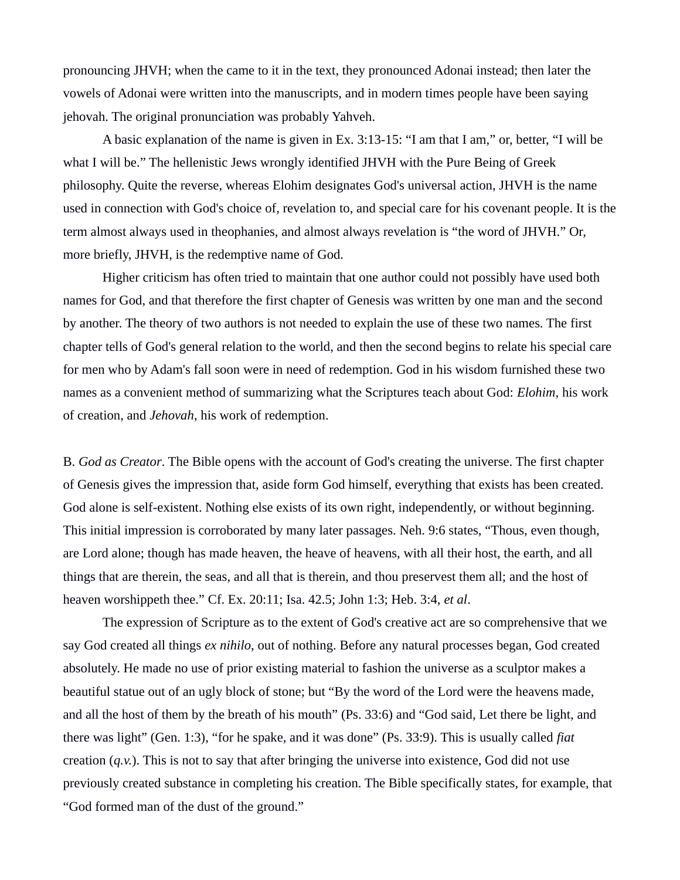pronouncing JHVH; when the came to it in the text, they pronounced Adonai instead; then later the vowels of Adonai were written into the manuscripts, and in modern times people have been saying jehovah. The original pronunciation was probably Yahveh.

A basic explanation of the name is given in Ex. 3:13-15: "I am that I am," or, better, "I will be what I will be." The hellenistic Jews wrongly identified JHVH with the Pure Being of Greek philosophy. Quite the reverse, whereas Elohim designates God's universal action, JHVH is the name used in connection with God's choice of, revelation to, and special care for his covenant people. It is the term almost always used in theophanies, and almost always revelation is "the word of JHVH." Or, more briefly, JHVH, is the redemptive name of God.

Higher criticism has often tried to maintain that one author could not possibly have used both names for God, and that therefore the first chapter of Genesis was written by one man and the second by another. The theory of two authors is not needed to explain the use of these two names. The first chapter tells of God's general relation to the world, and then the second begins to relate his special care for men who by Adam's fall soon were in need of redemption. God in his wisdom furnished these two names as a convenient method of summarizing what the Scriptures teach about God: *Elohim*, his work of creation, and *Jehovah*, his work of redemption.

B. *God as Creator*. The Bible opens with the account of God's creating the universe. The first chapter of Genesis gives the impression that, aside form God himself, everything that exists has been created. God alone is self-existent. Nothing else exists of its own right, independently, or without beginning. This initial impression is corroborated by many later passages. Neh. 9:6 states, "Thous, even though, are Lord alone; though has made heaven, the heave of heavens, with all their host, the earth, and all things that are therein, the seas, and all that is therein, and thou preservest them all; and the host of heaven worshippeth thee." Cf. Ex. 20:11; Isa. 42.5; John 1:3; Heb. 3:4, *et al*.

The expression of Scripture as to the extent of God's creative act are so comprehensive that we say God created all things *ex nihilo*, out of nothing. Before any natural processes began, God created absolutely. He made no use of prior existing material to fashion the universe as a sculptor makes a beautiful statue out of an ugly block of stone; but "By the word of the Lord were the heavens made, and all the host of them by the breath of his mouth" (Ps. 33:6) and "God said, Let there be light, and there was light" (Gen. 1:3), "for he spake, and it was done" (Ps. 33:9). This is usually called *fiat* creation (*q.v.*). This is not to say that after bringing the universe into existence, God did not use previously created substance in completing his creation. The Bible specifically states, for example, that "God formed man of the dust of the ground."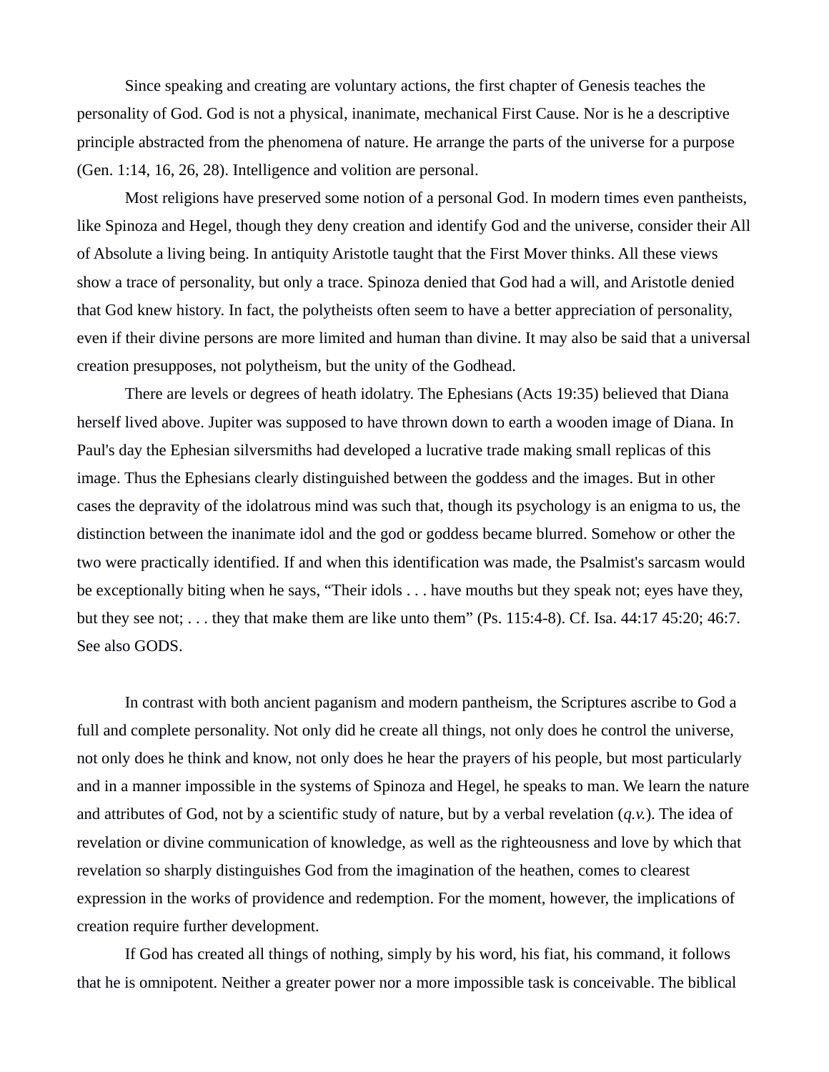Since speaking and creating are voluntary actions, the first chapter of Genesis teaches the personality of God. God is not a physical, inanimate, mechanical First Cause. Nor is he a descriptive principle abstracted from the phenomena of nature. He arrange the parts of the universe for a purpose (Gen. 1:14, 16, 26, 28). Intelligence and volition are personal.

Most religions have preserved some notion of a personal God. In modern times even pantheists, like Spinoza and Hegel, though they deny creation and identify God and the universe, consider their All of Absolute a living being. In antiquity Aristotle taught that the First Mover thinks. All these views show a trace of personality, but only a trace. Spinoza denied that God had a will, and Aristotle denied that God knew history. In fact, the polytheists often seem to have a better appreciation of personality, even if their divine persons are more limited and human than divine. It may also be said that a universal creation presupposes, not polytheism, but the unity of the Godhead.

There are levels or degrees of heath idolatry. The Ephesians (Acts 19:35) believed that Diana herself lived above. Jupiter was supposed to have thrown down to earth a wooden image of Diana. In Paul's day the Ephesian silversmiths had developed a lucrative trade making small replicas of this image. Thus the Ephesians clearly distinguished between the goddess and the images. But in other cases the depravity of the idolatrous mind was such that, though its psychology is an enigma to us, the distinction between the inanimate idol and the god or goddess became blurred. Somehow or other the two were practically identified. If and when this identification was made, the Psalmist's sarcasm would be exceptionally biting when he says, "Their idols . . . have mouths but they speak not; eyes have they, but they see not; . . . they that make them are like unto them" (Ps. 115:4-8). Cf. Isa. 44:17 45:20; 46:7. See also GODS.

In contrast with both ancient paganism and modern pantheism, the Scriptures ascribe to God a full and complete personality. Not only did he create all things, not only does he control the universe, not only does he think and know, not only does he hear the prayers of his people, but most particularly and in a manner impossible in the systems of Spinoza and Hegel, he speaks to man. We learn the nature and attributes of God, not by a scientific study of nature, but by a verbal revelation (*q.v.*). The idea of revelation or divine communication of knowledge, as well as the righteousness and love by which that revelation so sharply distinguishes God from the imagination of the heathen, comes to clearest expression in the works of providence and redemption. For the moment, however, the implications of creation require further development.

If God has created all things of nothing, simply by his word, his fiat, his command, it follows that he is omnipotent. Neither a greater power nor a more impossible task is conceivable. The biblical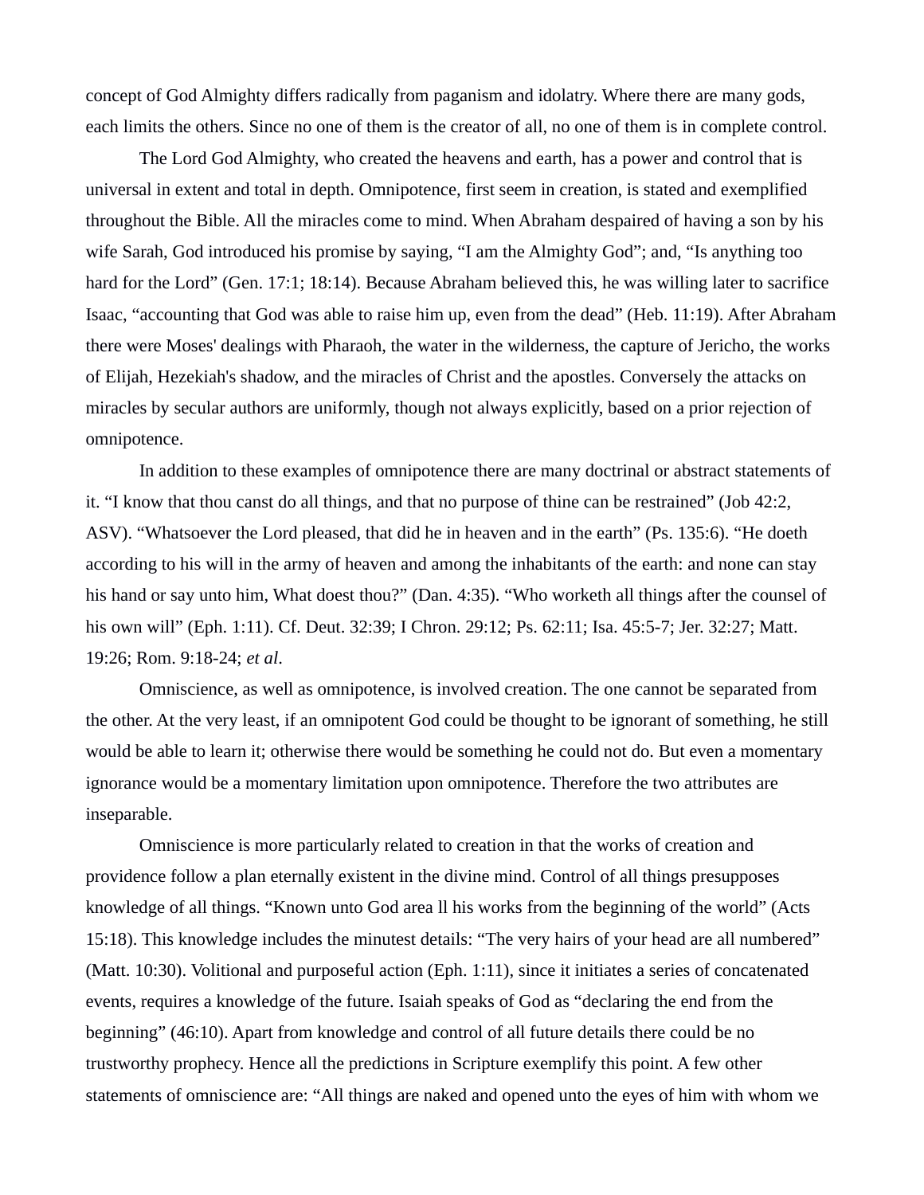concept of God Almighty differs radically from paganism and idolatry. Where there are many gods, each limits the others. Since no one of them is the creator of all, no one of them is in complete control.

The Lord God Almighty, who created the heavens and earth, has a power and control that is universal in extent and total in depth. Omnipotence, first seem in creation, is stated and exemplified throughout the Bible. All the miracles come to mind. When Abraham despaired of having a son by his wife Sarah, God introduced his promise by saying, "I am the Almighty God"; and, "Is anything too hard for the Lord" (Gen. 17:1; 18:14). Because Abraham believed this, he was willing later to sacrifice Isaac, "accounting that God was able to raise him up, even from the dead" (Heb. 11:19). After Abraham there were Moses' dealings with Pharaoh, the water in the wilderness, the capture of Jericho, the works of Elijah, Hezekiah's shadow, and the miracles of Christ and the apostles. Conversely the attacks on miracles by secular authors are uniformly, though not always explicitly, based on a prior rejection of omnipotence.

In addition to these examples of omnipotence there are many doctrinal or abstract statements of it. "I know that thou canst do all things, and that no purpose of thine can be restrained" (Job 42:2, ASV). "Whatsoever the Lord pleased, that did he in heaven and in the earth" (Ps. 135:6). "He doeth according to his will in the army of heaven and among the inhabitants of the earth: and none can stay his hand or say unto him, What doest thou?" (Dan. 4:35). "Who worketh all things after the counsel of his own will" (Eph. 1:11). Cf. Deut. 32:39; I Chron. 29:12; Ps. 62:11; Isa. 45:5-7; Jer. 32:27; Matt. 19:26; Rom. 9:18-24; *et al*.

Omniscience, as well as omnipotence, is involved creation. The one cannot be separated from the other. At the very least, if an omnipotent God could be thought to be ignorant of something, he still would be able to learn it; otherwise there would be something he could not do. But even a momentary ignorance would be a momentary limitation upon omnipotence. Therefore the two attributes are inseparable.

Omniscience is more particularly related to creation in that the works of creation and providence follow a plan eternally existent in the divine mind. Control of all things presupposes knowledge of all things. "Known unto God area ll his works from the beginning of the world" (Acts 15:18). This knowledge includes the minutest details: "The very hairs of your head are all numbered" (Matt. 10:30). Volitional and purposeful action (Eph. 1:11), since it initiates a series of concatenated events, requires a knowledge of the future. Isaiah speaks of God as "declaring the end from the beginning" (46:10). Apart from knowledge and control of all future details there could be no trustworthy prophecy. Hence all the predictions in Scripture exemplify this point. A few other statements of omniscience are: "All things are naked and opened unto the eyes of him with whom we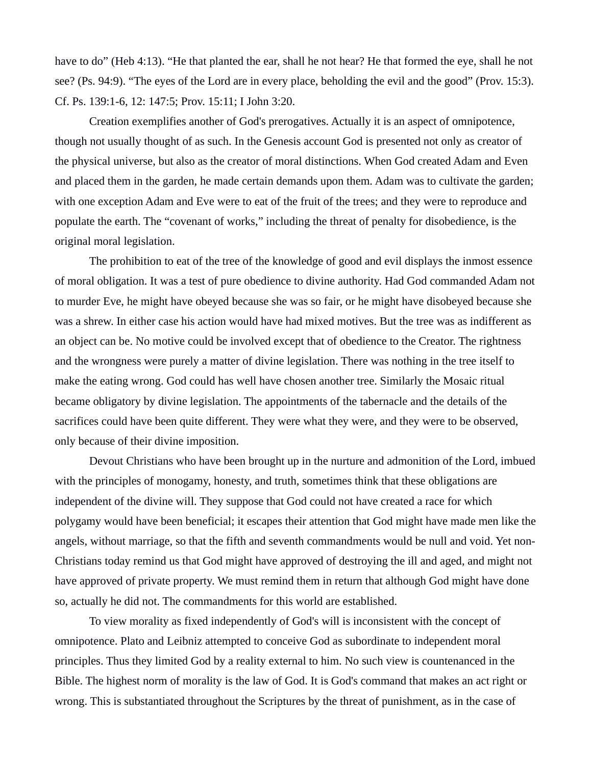have to do" (Heb 4:13). "He that planted the ear, shall he not hear? He that formed the eye, shall he not see? (Ps. 94:9). "The eyes of the Lord are in every place, beholding the evil and the good" (Prov. 15:3). Cf. Ps. 139:1-6, 12: 147:5; Prov. 15:11; I John 3:20.

Creation exemplifies another of God's prerogatives. Actually it is an aspect of omnipotence, though not usually thought of as such. In the Genesis account God is presented not only as creator of the physical universe, but also as the creator of moral distinctions. When God created Adam and Even and placed them in the garden, he made certain demands upon them. Adam was to cultivate the garden; with one exception Adam and Eve were to eat of the fruit of the trees; and they were to reproduce and populate the earth. The "covenant of works," including the threat of penalty for disobedience, is the original moral legislation.

The prohibition to eat of the tree of the knowledge of good and evil displays the inmost essence of moral obligation. It was a test of pure obedience to divine authority. Had God commanded Adam not to murder Eve, he might have obeyed because she was so fair, or he might have disobeyed because she was a shrew. In either case his action would have had mixed motives. But the tree was as indifferent as an object can be. No motive could be involved except that of obedience to the Creator. The rightness and the wrongness were purely a matter of divine legislation. There was nothing in the tree itself to make the eating wrong. God could has well have chosen another tree. Similarly the Mosaic ritual became obligatory by divine legislation. The appointments of the tabernacle and the details of the sacrifices could have been quite different. They were what they were, and they were to be observed, only because of their divine imposition.

Devout Christians who have been brought up in the nurture and admonition of the Lord, imbued with the principles of monogamy, honesty, and truth, sometimes think that these obligations are independent of the divine will. They suppose that God could not have created a race for which polygamy would have been beneficial; it escapes their attention that God might have made men like the angels, without marriage, so that the fifth and seventh commandments would be null and void. Yet non-Christians today remind us that God might have approved of destroying the ill and aged, and might not have approved of private property. We must remind them in return that although God might have done so, actually he did not. The commandments for this world are established.

To view morality as fixed independently of God's will is inconsistent with the concept of omnipotence. Plato and Leibniz attempted to conceive God as subordinate to independent moral principles. Thus they limited God by a reality external to him. No such view is countenanced in the Bible. The highest norm of morality is the law of God. It is God's command that makes an act right or wrong. This is substantiated throughout the Scriptures by the threat of punishment, as in the case of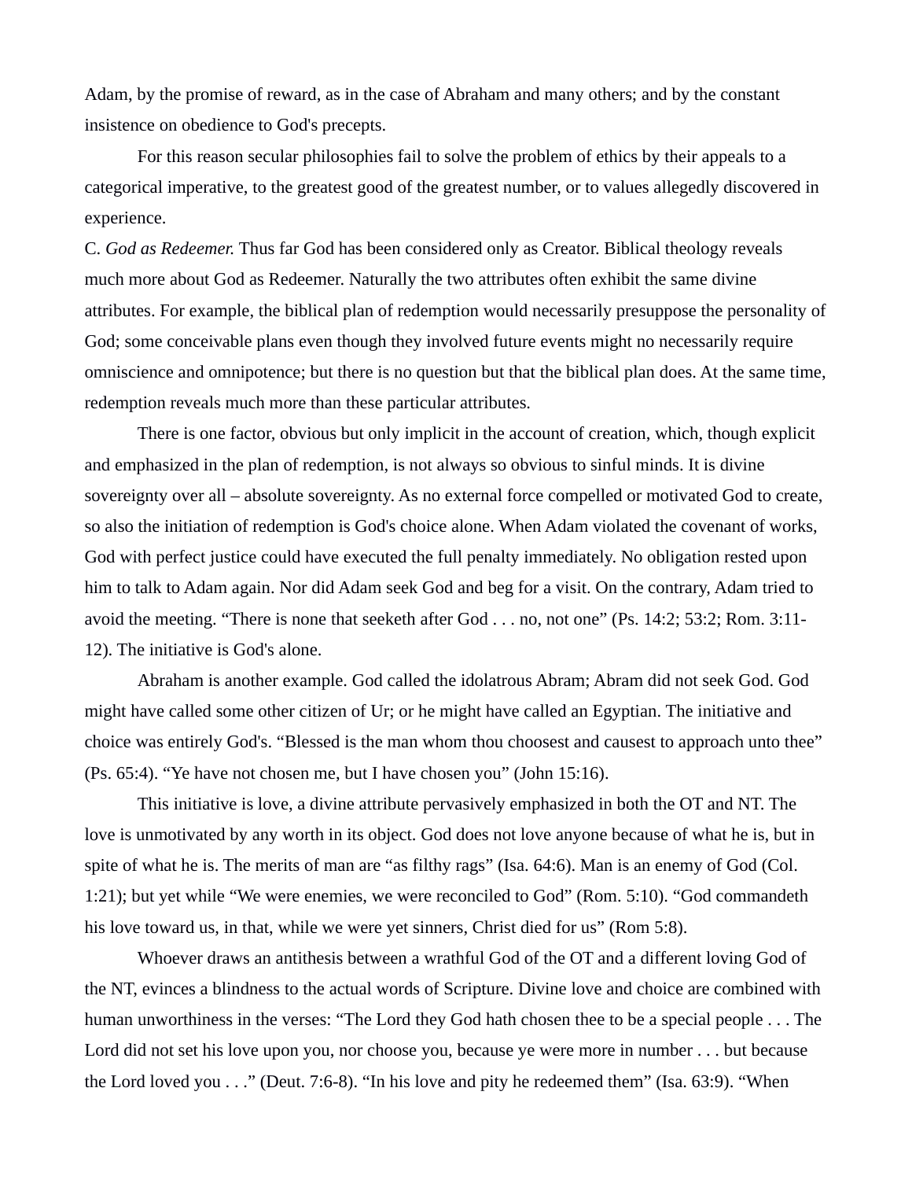Adam, by the promise of reward, as in the case of Abraham and many others; and by the constant insistence on obedience to God's precepts.

For this reason secular philosophies fail to solve the problem of ethics by their appeals to a categorical imperative, to the greatest good of the greatest number, or to values allegedly discovered in experience.

C. *God as Redeemer.* Thus far God has been considered only as Creator. Biblical theology reveals much more about God as Redeemer. Naturally the two attributes often exhibit the same divine attributes. For example, the biblical plan of redemption would necessarily presuppose the personality of God; some conceivable plans even though they involved future events might no necessarily require omniscience and omnipotence; but there is no question but that the biblical plan does. At the same time, redemption reveals much more than these particular attributes.

There is one factor, obvious but only implicit in the account of creation, which, though explicit and emphasized in the plan of redemption, is not always so obvious to sinful minds. It is divine sovereignty over all – absolute sovereignty. As no external force compelled or motivated God to create, so also the initiation of redemption is God's choice alone. When Adam violated the covenant of works, God with perfect justice could have executed the full penalty immediately. No obligation rested upon him to talk to Adam again. Nor did Adam seek God and beg for a visit. On the contrary, Adam tried to avoid the meeting. "There is none that seeketh after God . . . no, not one" (Ps. 14:2; 53:2; Rom. 3:11-12). The initiative is God's alone.

Abraham is another example. God called the idolatrous Abram; Abram did not seek God. God might have called some other citizen of Ur; or he might have called an Egyptian. The initiative and choice was entirely God's. "Blessed is the man whom thou choosest and causest to approach unto thee" (Ps. 65:4). "Ye have not chosen me, but I have chosen you" (John 15:16).

This initiative is love, a divine attribute pervasively emphasized in both the OT and NT. The love is unmotivated by any worth in its object. God does not love anyone because of what he is, but in spite of what he is. The merits of man are "as filthy rags" (Isa. 64:6). Man is an enemy of God (Col. 1:21); but yet while "We were enemies, we were reconciled to God" (Rom. 5:10). "God commandeth his love toward us, in that, while we were yet sinners, Christ died for us" (Rom 5:8).

Whoever draws an antithesis between a wrathful God of the OT and a different loving God of the NT, evinces a blindness to the actual words of Scripture. Divine love and choice are combined with human unworthiness in the verses: "The Lord they God hath chosen thee to be a special people . . . The Lord did not set his love upon you, nor choose you, because ye were more in number . . . but because the Lord loved you . . ." (Deut. 7:6-8). "In his love and pity he redeemed them" (Isa. 63:9). "When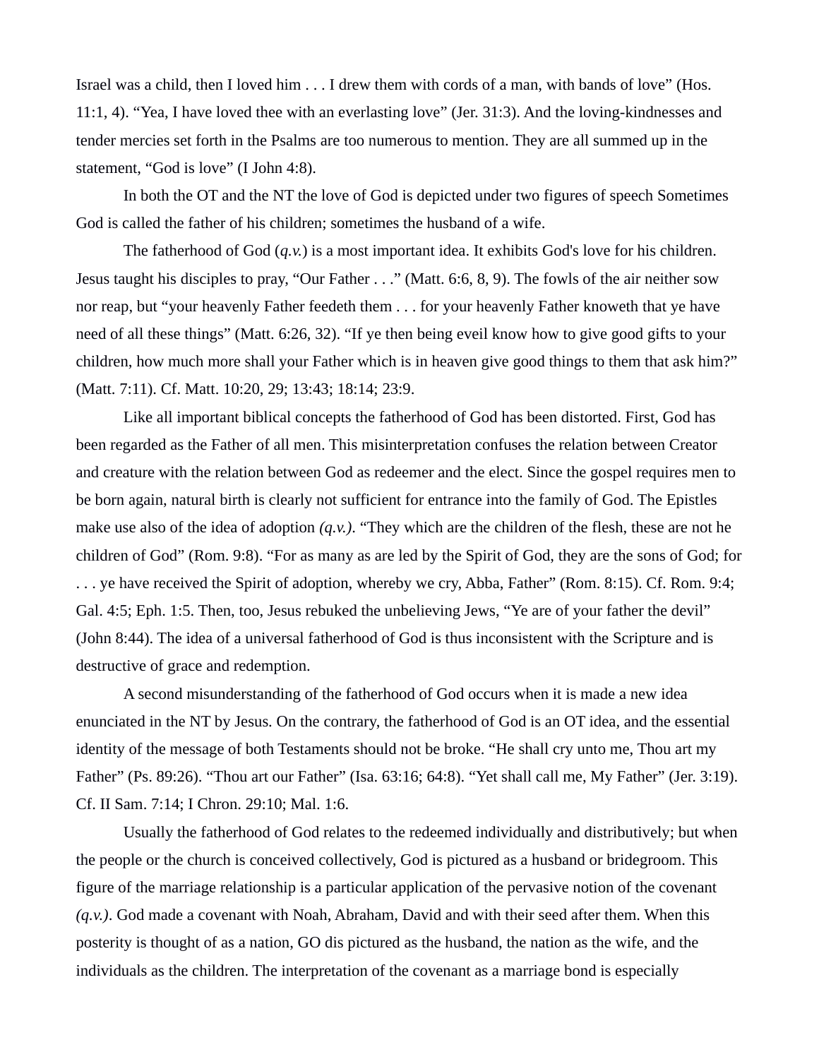Israel was a child, then I loved him . . . I drew them with cords of a man, with bands of love" (Hos. 11:1, 4). "Yea, I have loved thee with an everlasting love" (Jer. 31:3). And the loving-kindnesses and tender mercies set forth in the Psalms are too numerous to mention. They are all summed up in the statement, "God is love" (I John 4:8).

In both the OT and the NT the love of God is depicted under two figures of speech Sometimes God is called the father of his children; sometimes the husband of a wife.

The fatherhood of God (*q.v.*) is a most important idea. It exhibits God's love for his children. Jesus taught his disciples to pray, "Our Father . . ." (Matt. 6:6, 8, 9). The fowls of the air neither sow nor reap, but "your heavenly Father feedeth them . . . for your heavenly Father knoweth that ye have need of all these things" (Matt. 6:26, 32). "If ye then being eveil know how to give good gifts to your children, how much more shall your Father which is in heaven give good things to them that ask him?" (Matt. 7:11). Cf. Matt. 10:20, 29; 13:43; 18:14; 23:9.

Like all important biblical concepts the fatherhood of God has been distorted. First, God has been regarded as the Father of all men. This misinterpretation confuses the relation between Creator and creature with the relation between God as redeemer and the elect. Since the gospel requires men to be born again, natural birth is clearly not sufficient for entrance into the family of God. The Epistles make use also of the idea of adoption *(q.v.)*. "They which are the children of the flesh, these are not he children of God" (Rom. 9:8). "For as many as are led by the Spirit of God, they are the sons of God; for . . . ye have received the Spirit of adoption, whereby we cry, Abba, Father" (Rom. 8:15). Cf. Rom. 9:4; Gal. 4:5; Eph. 1:5. Then, too, Jesus rebuked the unbelieving Jews, "Ye are of your father the devil" (John 8:44). The idea of a universal fatherhood of God is thus inconsistent with the Scripture and is destructive of grace and redemption.

A second misunderstanding of the fatherhood of God occurs when it is made a new idea enunciated in the NT by Jesus. On the contrary, the fatherhood of God is an OT idea, and the essential identity of the message of both Testaments should not be broke. "He shall cry unto me, Thou art my Father" (Ps. 89:26). "Thou art our Father" (Isa. 63:16; 64:8). "Yet shall call me, My Father" (Jer. 3:19). Cf. II Sam. 7:14; I Chron. 29:10; Mal. 1:6.

Usually the fatherhood of God relates to the redeemed individually and distributively; but when the people or the church is conceived collectively, God is pictured as a husband or bridegroom. This figure of the marriage relationship is a particular application of the pervasive notion of the covenant *(q.v.)*. God made a covenant with Noah, Abraham, David and with their seed after them. When this posterity is thought of as a nation, GO dis pictured as the husband, the nation as the wife, and the individuals as the children. The interpretation of the covenant as a marriage bond is especially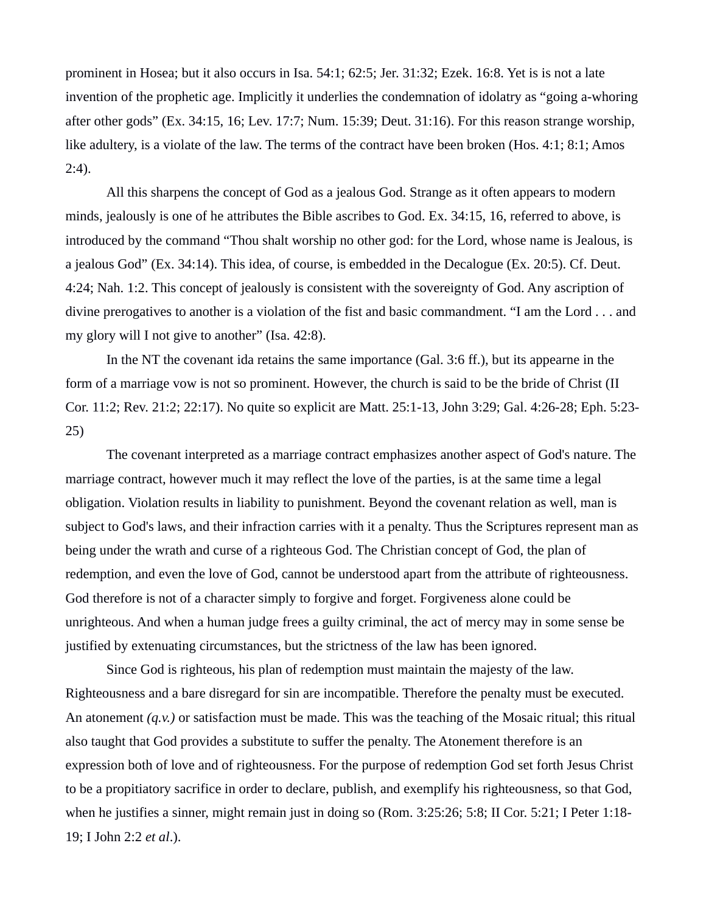prominent in Hosea; but it also occurs in Isa. 54:1; 62:5; Jer. 31:32; Ezek. 16:8. Yet is is not a late invention of the prophetic age. Implicitly it underlies the condemnation of idolatry as "going a-whoring after other gods" (Ex. 34:15, 16; Lev. 17:7; Num. 15:39; Deut. 31:16). For this reason strange worship, like adultery, is a violate of the law. The terms of the contract have been broken (Hos. 4:1; 8:1; Amos 2:4).

All this sharpens the concept of God as a jealous God. Strange as it often appears to modern minds, jealously is one of he attributes the Bible ascribes to God. Ex. 34:15, 16, referred to above, is introduced by the command "Thou shalt worship no other god: for the Lord, whose name is Jealous, is a jealous God" (Ex. 34:14). This idea, of course, is embedded in the Decalogue (Ex. 20:5). Cf. Deut. 4:24; Nah. 1:2. This concept of jealously is consistent with the sovereignty of God. Any ascription of divine prerogatives to another is a violation of the fist and basic commandment. "I am the Lord . . . and my glory will I not give to another" (Isa. 42:8).

In the NT the covenant ida retains the same importance (Gal. 3:6 ff.), but its appearne in the form of a marriage vow is not so prominent. However, the church is said to be the bride of Christ (II Cor. 11:2; Rev. 21:2; 22:17). No quite so explicit are Matt. 25:1-13, John 3:29; Gal. 4:26-28; Eph. 5:23-25)

The covenant interpreted as a marriage contract emphasizes another aspect of God's nature. The marriage contract, however much it may reflect the love of the parties, is at the same time a legal obligation. Violation results in liability to punishment. Beyond the covenant relation as well, man is subject to God's laws, and their infraction carries with it a penalty. Thus the Scriptures represent man as being under the wrath and curse of a righteous God. The Christian concept of God, the plan of redemption, and even the love of God, cannot be understood apart from the attribute of righteousness. God therefore is not of a character simply to forgive and forget. Forgiveness alone could be unrighteous. And when a human judge frees a guilty criminal, the act of mercy may in some sense be justified by extenuating circumstances, but the strictness of the law has been ignored.

Since God is righteous, his plan of redemption must maintain the majesty of the law. Righteousness and a bare disregard for sin are incompatible. Therefore the penalty must be executed. An atonement *(q.v.)* or satisfaction must be made. This was the teaching of the Mosaic ritual; this ritual also taught that God provides a substitute to suffer the penalty. The Atonement therefore is an expression both of love and of righteousness. For the purpose of redemption God set forth Jesus Christ to be a propitiatory sacrifice in order to declare, publish, and exemplify his righteousness, so that God, when he justifies a sinner, might remain just in doing so (Rom. 3:25:26; 5:8; II Cor. 5:21; I Peter 1:18-19; I John 2:2 *et al*.).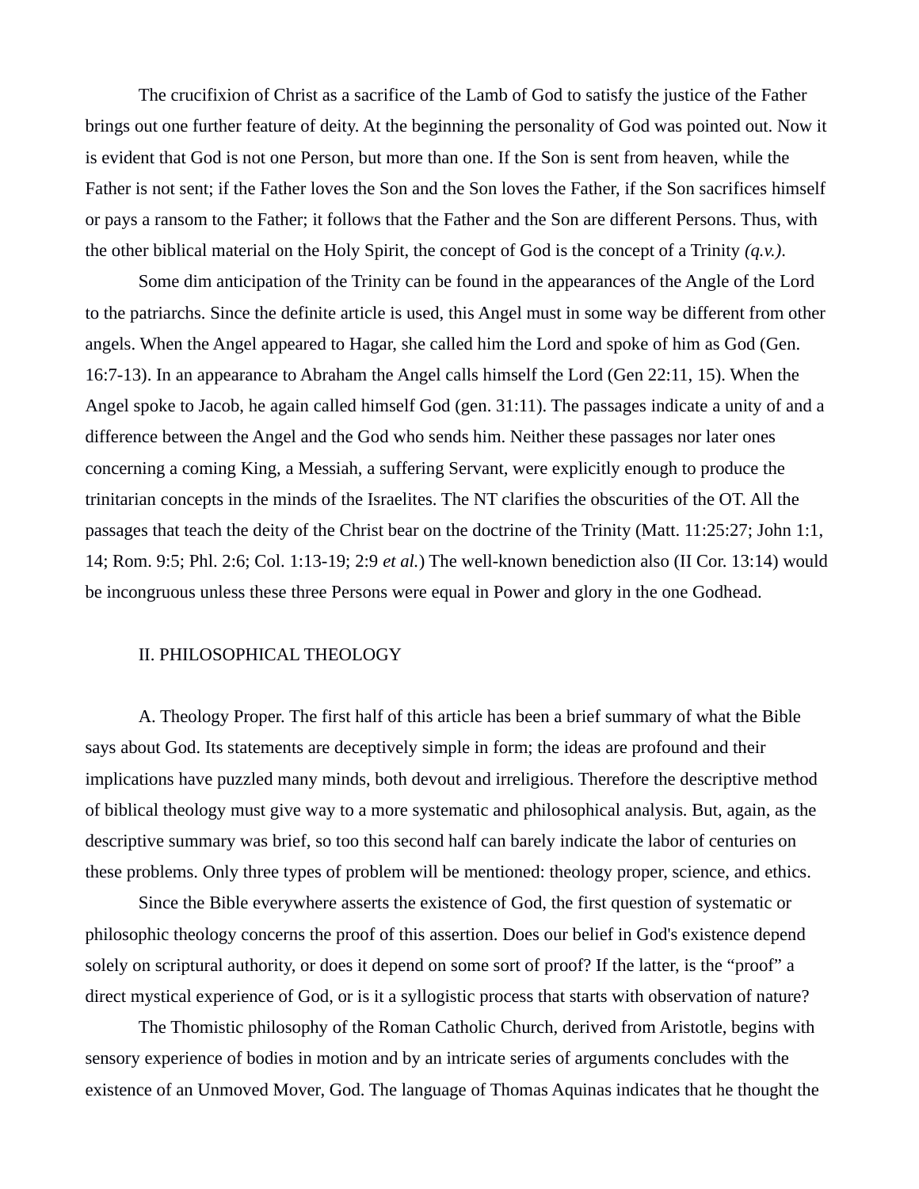The crucifixion of Christ as a sacrifice of the Lamb of God to satisfy the justice of the Father brings out one further feature of deity. At the beginning the personality of God was pointed out. Now it is evident that God is not one Person, but more than one. If the Son is sent from heaven, while the Father is not sent; if the Father loves the Son and the Son loves the Father, if the Son sacrifices himself or pays a ransom to the Father; it follows that the Father and the Son are different Persons. Thus, with the other biblical material on the Holy Spirit, the concept of God is the concept of a Trinity *(q.v.)*.

Some dim anticipation of the Trinity can be found in the appearances of the Angle of the Lord to the patriarchs. Since the definite article is used, this Angel must in some way be different from other angels. When the Angel appeared to Hagar, she called him the Lord and spoke of him as God (Gen. 16:7-13). In an appearance to Abraham the Angel calls himself the Lord (Gen 22:11, 15). When the Angel spoke to Jacob, he again called himself God (gen. 31:11). The passages indicate a unity of and a difference between the Angel and the God who sends him. Neither these passages nor later ones concerning a coming King, a Messiah, a suffering Servant, were explicitly enough to produce the trinitarian concepts in the minds of the Israelites. The NT clarifies the obscurities of the OT. All the passages that teach the deity of the Christ bear on the doctrine of the Trinity (Matt. 11:25:27; John 1:1, 14; Rom. 9:5; Phl. 2:6; Col. 1:13-19; 2:9 *et al.*) The well-known benediction also (II Cor. 13:14) would be incongruous unless these three Persons were equal in Power and glory in the one Godhead.

## II. PHILOSOPHICAL THEOLOGY

A. Theology Proper. The first half of this article has been a brief summary of what the Bible says about God. Its statements are deceptively simple in form; the ideas are profound and their implications have puzzled many minds, both devout and irreligious. Therefore the descriptive method of biblical theology must give way to a more systematic and philosophical analysis. But, again, as the descriptive summary was brief, so too this second half can barely indicate the labor of centuries on these problems. Only three types of problem will be mentioned: theology proper, science, and ethics.

Since the Bible everywhere asserts the existence of God, the first question of systematic or philosophic theology concerns the proof of this assertion. Does our belief in God's existence depend solely on scriptural authority, or does it depend on some sort of proof? If the latter, is the "proof" a direct mystical experience of God, or is it a syllogistic process that starts with observation of nature?

The Thomistic philosophy of the Roman Catholic Church, derived from Aristotle, begins with sensory experience of bodies in motion and by an intricate series of arguments concludes with the existence of an Unmoved Mover, God. The language of Thomas Aquinas indicates that he thought the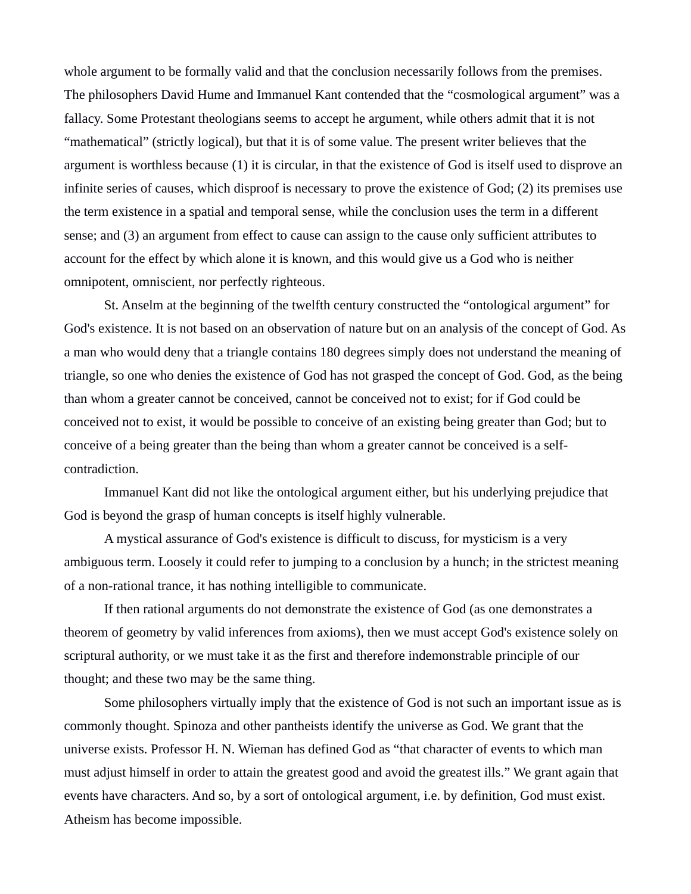whole argument to be formally valid and that the conclusion necessarily follows from the premises. The philosophers David Hume and Immanuel Kant contended that the "cosmological argument" was a fallacy. Some Protestant theologians seems to accept he argument, while others admit that it is not "mathematical" (strictly logical), but that it is of some value. The present writer believes that the argument is worthless because (1) it is circular, in that the existence of God is itself used to disprove an infinite series of causes, which disproof is necessary to prove the existence of God; (2) its premises use the term existence in a spatial and temporal sense, while the conclusion uses the term in a different sense; and (3) an argument from effect to cause can assign to the cause only sufficient attributes to account for the effect by which alone it is known, and this would give us a God who is neither omnipotent, omniscient, nor perfectly righteous.

St. Anselm at the beginning of the twelfth century constructed the "ontological argument" for God's existence. It is not based on an observation of nature but on an analysis of the concept of God. As a man who would deny that a triangle contains 180 degrees simply does not understand the meaning of triangle, so one who denies the existence of God has not grasped the concept of God. God, as the being than whom a greater cannot be conceived, cannot be conceived not to exist; for if God could be conceived not to exist, it would be possible to conceive of an existing being greater than God; but to conceive of a being greater than the being than whom a greater cannot be conceived is a self-contradiction.

Immanuel Kant did not like the ontological argument either, but his underlying prejudice that God is beyond the grasp of human concepts is itself highly vulnerable.

A mystical assurance of God's existence is difficult to discuss, for mysticism is a very ambiguous term. Loosely it could refer to jumping to a conclusion by a hunch; in the strictest meaning of a non-rational trance, it has nothing intelligible to communicate.

If then rational arguments do not demonstrate the existence of God (as one demonstrates a theorem of geometry by valid inferences from axioms), then we must accept God's existence solely on scriptural authority, or we must take it as the first and therefore indemonstrable principle of our thought; and these two may be the same thing.

Some philosophers virtually imply that the existence of God is not such an important issue as is commonly thought. Spinoza and other pantheists identify the universe as God. We grant that the universe exists. Professor H. N. Wieman has defined God as "that character of events to which man must adjust himself in order to attain the greatest good and avoid the greatest ills." We grant again that events have characters. And so, by a sort of ontological argument, i.e. by definition, God must exist. Atheism has become impossible.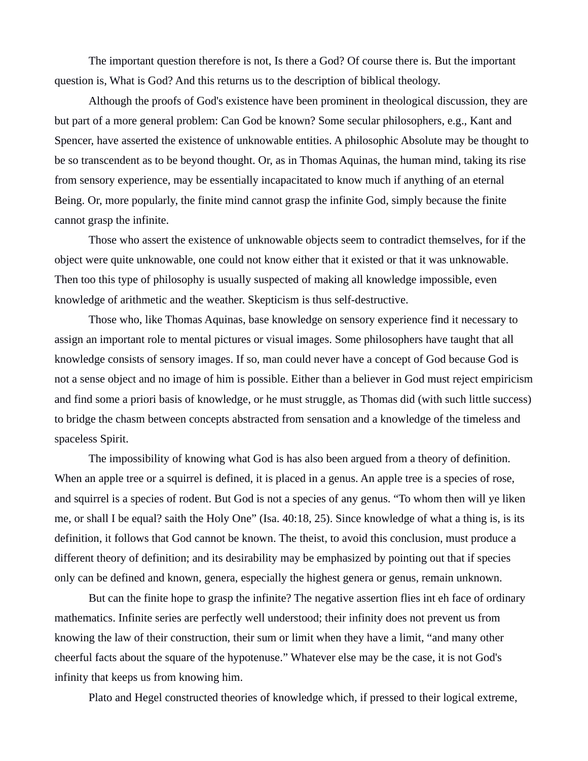The important question therefore is not, Is there a God? Of course there is. But the important question is, What is God? And this returns us to the description of biblical theology.

Although the proofs of God's existence have been prominent in theological discussion, they are but part of a more general problem: Can God be known? Some secular philosophers, e.g., Kant and Spencer, have asserted the existence of unknowable entities. A philosophic Absolute may be thought to be so transcendent as to be beyond thought. Or, as in Thomas Aquinas, the human mind, taking its rise from sensory experience, may be essentially incapacitated to know much if anything of an eternal Being. Or, more popularly, the finite mind cannot grasp the infinite God, simply because the finite cannot grasp the infinite.

Those who assert the existence of unknowable objects seem to contradict themselves, for if the object were quite unknowable, one could not know either that it existed or that it was unknowable. Then too this type of philosophy is usually suspected of making all knowledge impossible, even knowledge of arithmetic and the weather. Skepticism is thus self-destructive.

Those who, like Thomas Aquinas, base knowledge on sensory experience find it necessary to assign an important role to mental pictures or visual images. Some philosophers have taught that all knowledge consists of sensory images. If so, man could never have a concept of God because God is not a sense object and no image of him is possible. Either than a believer in God must reject empiricism and find some a priori basis of knowledge, or he must struggle, as Thomas did (with such little success) to bridge the chasm between concepts abstracted from sensation and a knowledge of the timeless and spaceless Spirit.

The impossibility of knowing what God is has also been argued from a theory of definition. When an apple tree or a squirrel is defined, it is placed in a genus. An apple tree is a species of rose, and squirrel is a species of rodent. But God is not a species of any genus. “To whom then will ye liken me, or shall I be equal? saith the Holy One” (Isa. 40:18, 25). Since knowledge of what a thing is, is its definition, it follows that God cannot be known. The theist, to avoid this conclusion, must produce a different theory of definition; and its desirability may be emphasized by pointing out that if species only can be defined and known, genera, especially the highest genera or genus, remain unknown.

But can the finite hope to grasp the infinite? The negative assertion flies int eh face of ordinary mathematics. Infinite series are perfectly well understood; their infinity does not prevent us from knowing the law of their construction, their sum or limit when they have a limit, “and many other cheerful facts about the square of the hypotenuse.” Whatever else may be the case, it is not God's infinity that keeps us from knowing him.

Plato and Hegel constructed theories of knowledge which, if pressed to their logical extreme,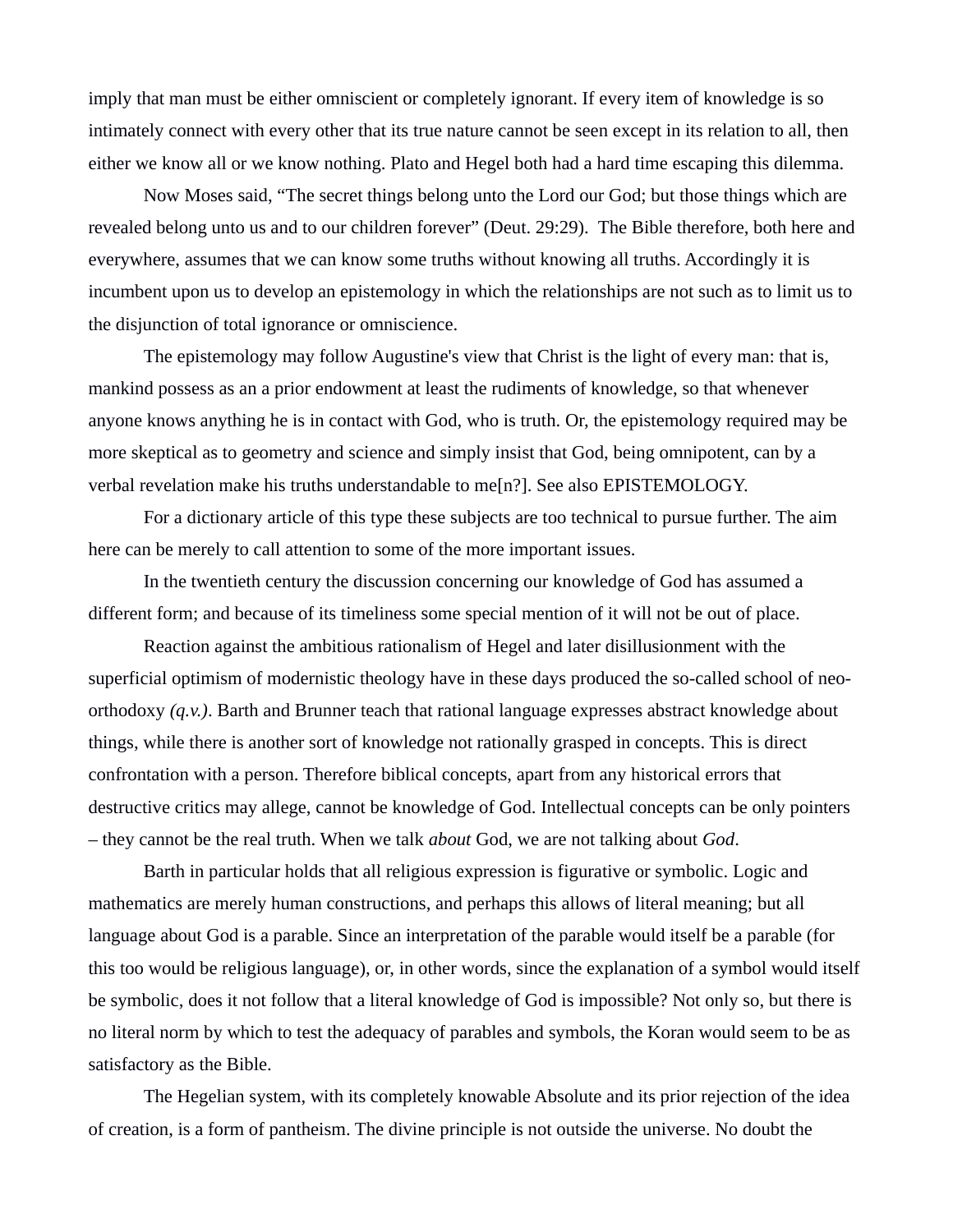imply that man must be either omniscient or completely ignorant. If every item of knowledge is so intimately connect with every other that its true nature cannot be seen except in its relation to all, then either we know all or we know nothing. Plato and Hegel both had a hard time escaping this dilemma.

Now Moses said, “The secret things belong unto the Lord our God; but those things which are revealed belong unto us and to our children forever” (Deut. 29:29). The Bible therefore, both here and everywhere, assumes that we can know some truths without knowing all truths. Accordingly it is incumbent upon us to develop an epistemology in which the relationships are not such as to limit us to the disjunction of total ignorance or omniscience.

The epistemology may follow Augustine's view that Christ is the light of every man: that is, mankind possess as an a prior endowment at least the rudiments of knowledge, so that whenever anyone knows anything he is in contact with God, who is truth. Or, the epistemology required may be more skeptical as to geometry and science and simply insist that God, being omnipotent, can by a verbal revelation make his truths understandable to me[n?]. See also EPISTEMOLOGY.

For a dictionary article of this type these subjects are too technical to pursue further. The aim here can be merely to call attention to some of the more important issues.

In the twentieth century the discussion concerning our knowledge of God has assumed a different form; and because of its timeliness some special mention of it will not be out of place.

Reaction against the ambitious rationalism of Hegel and later disillusionment with the superficial optimism of modernistic theology have in these days produced the so-called school of neo-orthodoxy *(q.v.)*. Barth and Brunner teach that rational language expresses abstract knowledge about things, while there is another sort of knowledge not rationally grasped in concepts. This is direct confrontation with a person. Therefore biblical concepts, apart from any historical errors that destructive critics may allege, cannot be knowledge of God. Intellectual concepts can be only pointers – they cannot be the real truth. When we talk *about* God, we are not talking about *God*.

Barth in particular holds that all religious expression is figurative or symbolic. Logic and mathematics are merely human constructions, and perhaps this allows of literal meaning; but all language about God is a parable. Since an interpretation of the parable would itself be a parable (for this too would be religious language), or, in other words, since the explanation of a symbol would itself be symbolic, does it not follow that a literal knowledge of God is impossible? Not only so, but there is no literal norm by which to test the adequacy of parables and symbols, the Koran would seem to be as satisfactory as the Bible.

The Hegelian system, with its completely knowable Absolute and its prior rejection of the idea of creation, is a form of pantheism. The divine principle is not outside the universe. No doubt the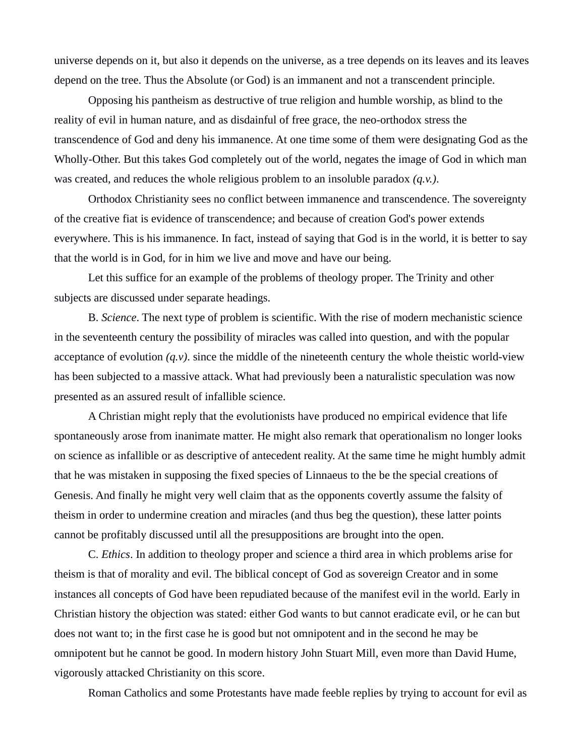universe depends on it, but also it depends on the universe, as a tree depends on its leaves and its leaves depend on the tree. Thus the Absolute (or God) is an immanent and not a transcendent principle.

Opposing his pantheism as destructive of true religion and humble worship, as blind to the reality of evil in human nature, and as disdainful of free grace, the neo-orthodox stress the transcendence of God and deny his immanence. At one time some of them were designating God as the Wholly-Other. But this takes God completely out of the world, negates the image of God in which man was created, and reduces the whole religious problem to an insoluble paradox *(q.v.)*.

Orthodox Christianity sees no conflict between immanence and transcendence. The sovereignty of the creative fiat is evidence of transcendence; and because of creation God's power extends everywhere. This is his immanence. In fact, instead of saying that God is in the world, it is better to say that the world is in God, for in him we live and move and have our being.

Let this suffice for an example of the problems of theology proper. The Trinity and other subjects are discussed under separate headings.

B. *Science*. The next type of problem is scientific. With the rise of modern mechanistic science in the seventeenth century the possibility of miracles was called into question, and with the popular acceptance of evolution *(q.v)*. since the middle of the nineteenth century the whole theistic world-view has been subjected to a massive attack. What had previously been a naturalistic speculation was now presented as an assured result of infallible science.

A Christian might reply that the evolutionists have produced no empirical evidence that life spontaneously arose from inanimate matter. He might also remark that operationalism no longer looks on science as infallible or as descriptive of antecedent reality. At the same time he might humbly admit that he was mistaken in supposing the fixed species of Linnaeus to the be the special creations of Genesis. And finally he might very well claim that as the opponents covertly assume the falsity of theism in order to undermine creation and miracles (and thus beg the question), these latter points cannot be profitably discussed until all the presuppositions are brought into the open.

C. *Ethics*. In addition to theology proper and science a third area in which problems arise for theism is that of morality and evil. The biblical concept of God as sovereign Creator and in some instances all concepts of God have been repudiated because of the manifest evil in the world. Early in Christian history the objection was stated: either God wants to but cannot eradicate evil, or he can but does not want to; in the first case he is good but not omnipotent and in the second he may be omnipotent but he cannot be good. In modern history John Stuart Mill, even more than David Hume, vigorously attacked Christianity on this score.

Roman Catholics and some Protestants have made feeble replies by trying to account for evil as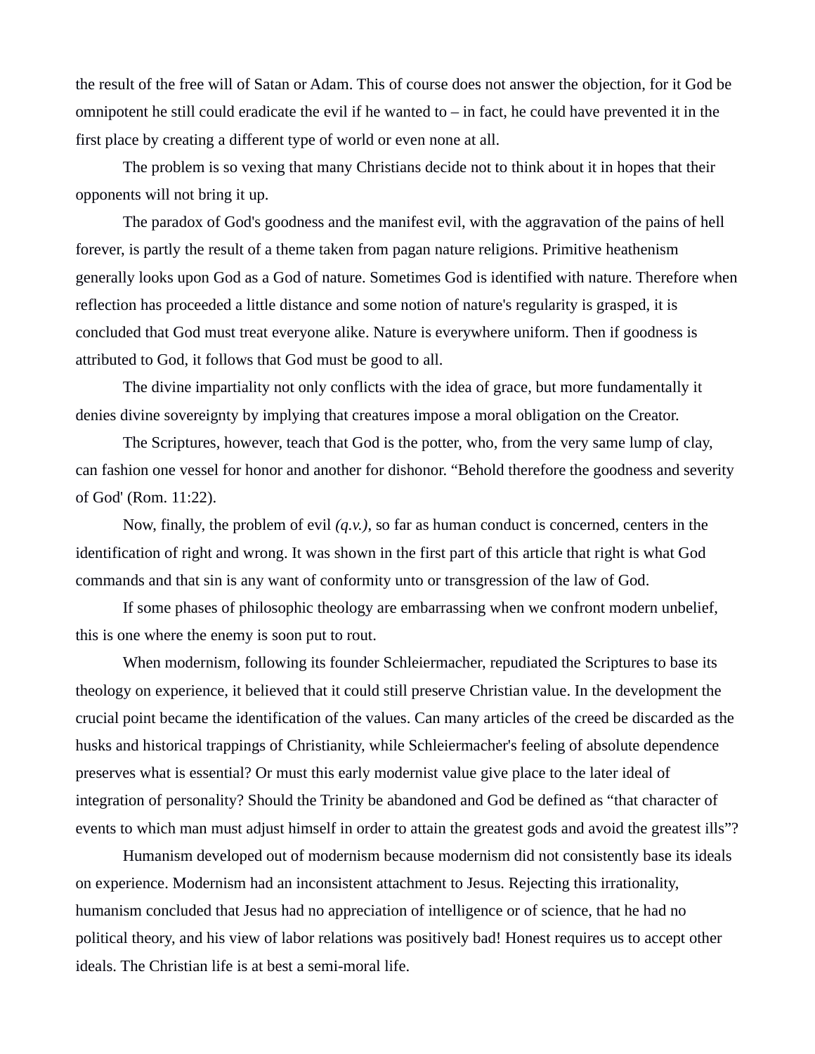the result of the free will of Satan or Adam. This of course does not answer the objection, for it God be omnipotent he still could eradicate the evil if he wanted to – in fact, he could have prevented it in the first place by creating a different type of world or even none at all.

The problem is so vexing that many Christians decide not to think about it in hopes that their opponents will not bring it up.

The paradox of God's goodness and the manifest evil, with the aggravation of the pains of hell forever, is partly the result of a theme taken from pagan nature religions. Primitive heathenism generally looks upon God as a God of nature. Sometimes God is identified with nature. Therefore when reflection has proceeded a little distance and some notion of nature's regularity is grasped, it is concluded that God must treat everyone alike. Nature is everywhere uniform. Then if goodness is attributed to God, it follows that God must be good to all.

The divine impartiality not only conflicts with the idea of grace, but more fundamentally it denies divine sovereignty by implying that creatures impose a moral obligation on the Creator.

The Scriptures, however, teach that God is the potter, who, from the very same lump of clay, can fashion one vessel for honor and another for dishonor. “Behold therefore the goodness and severity of God' (Rom. 11:22).

Now, finally, the problem of evil *(q.v.)*, so far as human conduct is concerned, centers in the identification of right and wrong. It was shown in the first part of this article that right is what God commands and that sin is any want of conformity unto or transgression of the law of God.

If some phases of philosophic theology are embarrassing when we confront modern unbelief, this is one where the enemy is soon put to rout.

When modernism, following its founder Schleiermacher, repudiated the Scriptures to base its theology on experience, it believed that it could still preserve Christian value. In the development the crucial point became the identification of the values. Can many articles of the creed be discarded as the husks and historical trappings of Christianity, while Schleiermacher's feeling of absolute dependence preserves what is essential? Or must this early modernist value give place to the later ideal of integration of personality? Should the Trinity be abandoned and God be defined as “that character of events to which man must adjust himself in order to attain the greatest gods and avoid the greatest ills”?

Humanism developed out of modernism because modernism did not consistently base its ideals on experience. Modernism had an inconsistent attachment to Jesus. Rejecting this irrationality, humanism concluded that Jesus had no appreciation of intelligence or of science, that he had no political theory, and his view of labor relations was positively bad! Honest requires us to accept other ideals. The Christian life is at best a semi-moral life.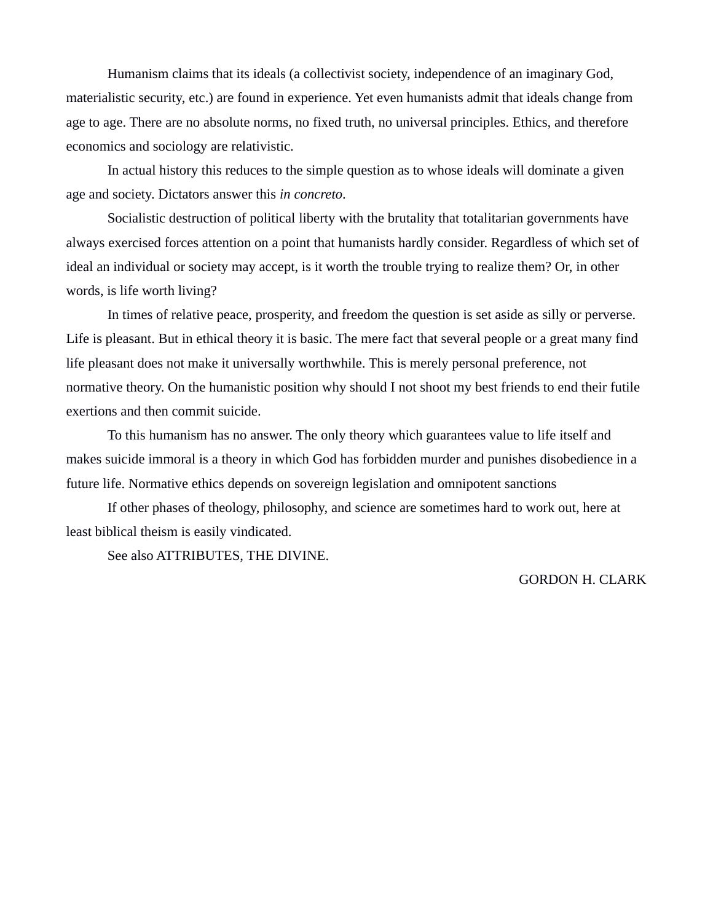Humanism claims that its ideals (a collectivist society, independence of an imaginary God, materialistic security, etc.) are found in experience. Yet even humanists admit that ideals change from age to age. There are no absolute norms, no fixed truth, no universal principles. Ethics, and therefore economics and sociology are relativistic.

In actual history this reduces to the simple question as to whose ideals will dominate a given age and society. Dictators answer this *in concreto*.

Socialistic destruction of political liberty with the brutality that totalitarian governments have always exercised forces attention on a point that humanists hardly consider. Regardless of which set of ideal an individual or society may accept, is it worth the trouble trying to realize them? Or, in other words, is life worth living?

In times of relative peace, prosperity, and freedom the question is set aside as silly or perverse. Life is pleasant. But in ethical theory it is basic. The mere fact that several people or a great many find life pleasant does not make it universally worthwhile. This is merely personal preference, not normative theory. On the humanistic position why should I not shoot my best friends to end their futile exertions and then commit suicide.

To this humanism has no answer. The only theory which guarantees value to life itself and makes suicide immoral is a theory in which God has forbidden murder and punishes disobedience in a future life. Normative ethics depends on sovereign legislation and omnipotent sanctions

If other phases of theology, philosophy, and science are sometimes hard to work out, here at least biblical theism is easily vindicated.

See also ATTRIBUTES, THE DIVINE.

GORDON H. CLARK